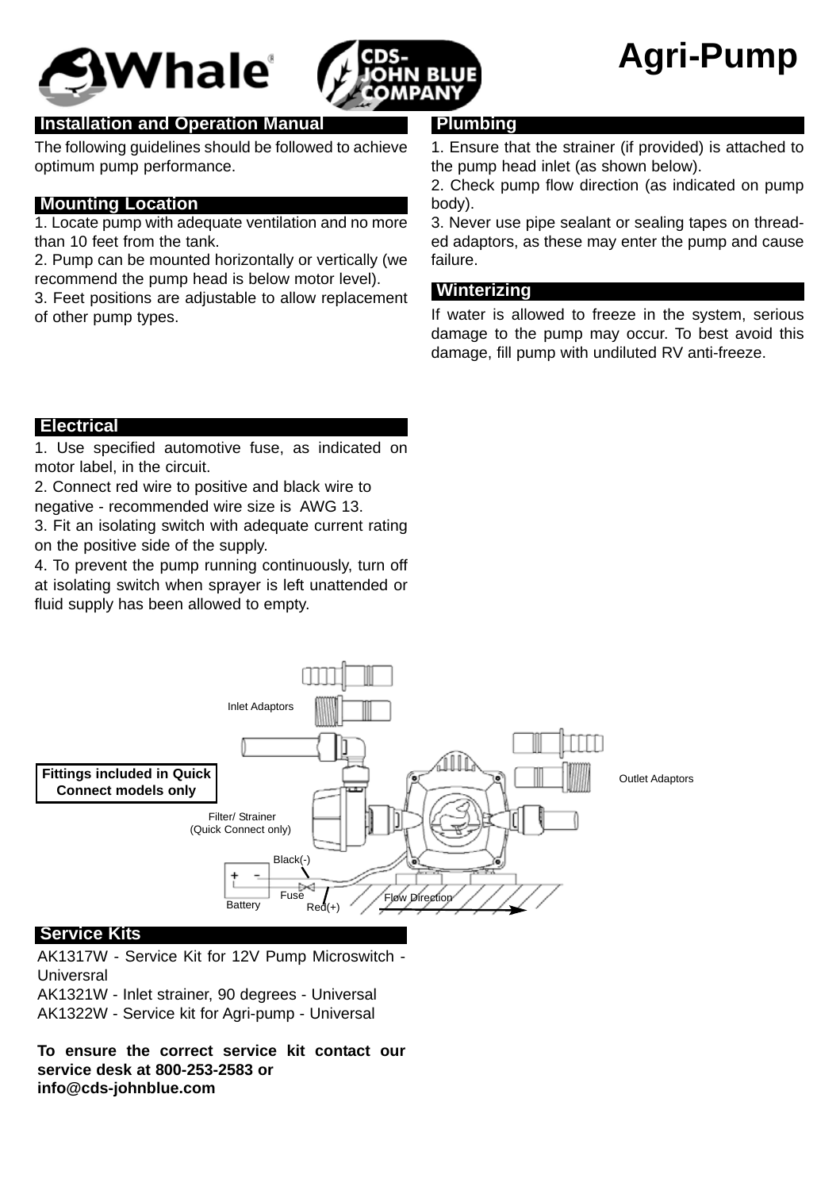# Agri-Pump

## Installation and Operation Manual

The following guidelines should be followed to achieve optimum pump performance.

## Mounting Location

1. Locate pump with adequate ventilation and no more than 10 feet from the tank.
2. Pump can be mounted horizontally or vertically (we recommend the pump head is below motor level).
3. Feet positions are adjustable to allow replacement of other pump types.

## Electrical

1. Use specified automotive fuse, as indicated on motor label, in the circuit.
2. Connect red wire to positive and black wire to negative - recommended wire size is AWG 13.
3. Fit an isolating switch with adequate current rating on the positive side of the supply.
4. To prevent the pump running continuously, turn off at isolating switch when sprayer is left unattended or fluid supply has been allowed to empty.

## Plumbing

1. Ensure that the strainer (if provided) is attached to the pump head inlet (as shown below).
2. Check pump flow direction (as indicated on pump body).
3. Never use pipe sealant or sealing tapes on threaded adaptors, as these may enter the pump and cause failure.

## Winterizing

If water is allowed to freeze in the system, serious damage to the pump may occur. To best avoid this damage, fill pump with undiluted RV anti-freeze.

Inlet Adaptors

Outlet Adaptors

**Fittings included in Quick Connect models only**

Filter/ Strainer (Quick Connect only)

Black(-)

Battery

Fuse

Red(+)

Flow Direction

## Service Kits

AK1317W - Service Kit for 12V Pump Microswitch - Universral
AK1321W - Inlet strainer, 90 degrees - Universal
AK1322W - Service kit for Agri-pump - Universal

**To ensure the correct service kit contact our service desk at 800-253-2583 or info@cds-johnblue.com**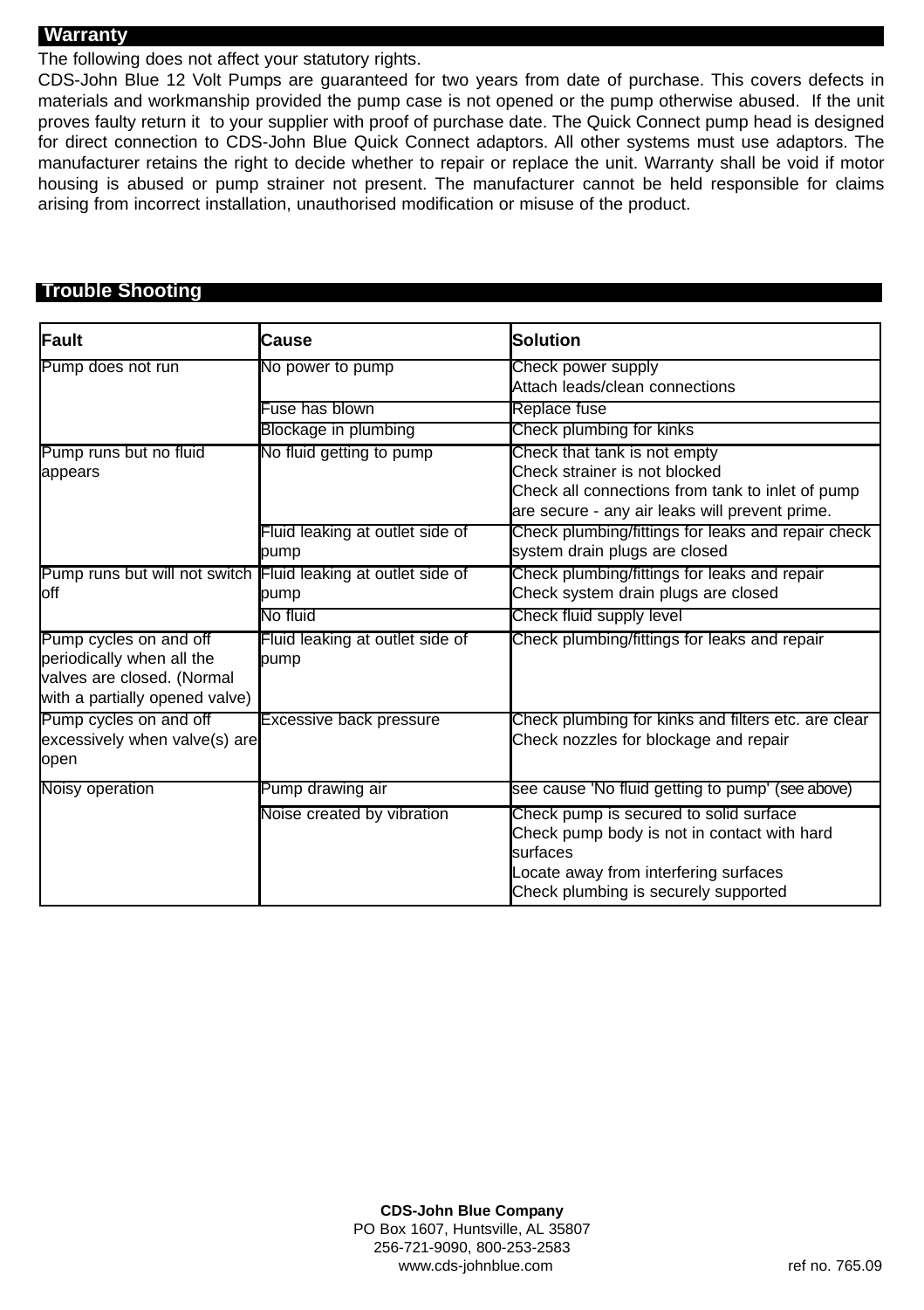## Warranty

The following does not affect your statutory rights.

CDS-John Blue 12 Volt Pumps are guaranteed for two years from date of purchase. This covers defects in materials and workmanship provided the pump case is not opened or the pump otherwise abused. If the unit proves faulty return it to your supplier with proof of purchase date. The Quick Connect pump head is designed for direct connection to CDS-John Blue Quick Connect adaptors. All other systems must use adaptors. The manufacturer retains the right to decide whether to repair or replace the unit. Warranty shall be void if motor housing is abused or pump strainer not present. The manufacturer cannot be held responsible for claims arising from incorrect installation, unauthorised modification or misuse of the product.

## Trouble Shooting

| Fault | Cause | Solution |
|---|---|---|
| Pump does not run | No power to pump | Check power supply<br>Attach leads/clean connections |
| | Fuse has blown | Replace fuse |
| | Blockage in plumbing | Check plumbing for kinks |
| Pump runs but no fluid appears | No fluid getting to pump | Check that tank is not empty<br>Check strainer is not blocked<br>Check all connections from tank to inlet of pump are secure - any air leaks will prevent prime. |
| | Fluid leaking at outlet side of pump | Check plumbing/fittings for leaks and repair check system drain plugs are closed |
| Pump runs but will not switch off | Fluid leaking at outlet side of pump | Check plumbing/fittings for leaks and repair<br>Check system drain plugs are closed |
| | No fluid | Check fluid supply level |
| Pump cycles on and off periodically when all the valves are closed. (Normal with a partially opened valve) | Fluid leaking at outlet side of pump | Check plumbing/fittings for leaks and repair |
| Pump cycles on and off excessively when valve(s) are open | Excessive back pressure | Check plumbing for kinks and filters etc. are clear<br>Check nozzles for blockage and repair |
| Noisy operation | Pump drawing air | see cause 'No fluid getting to pump' (see above) |
| | Noise created by vibration | Check pump is secured to solid surface<br>Check pump body is not in contact with hard surfaces<br>Locate away from interfering surfaces<br>Check plumbing is securely supported |

**CDS-John Blue Company**
PO Box 1607, Huntsville, AL 35807
256-721-9090, 800-253-2583
www.cds-johnblue.com

ref no. 765.09